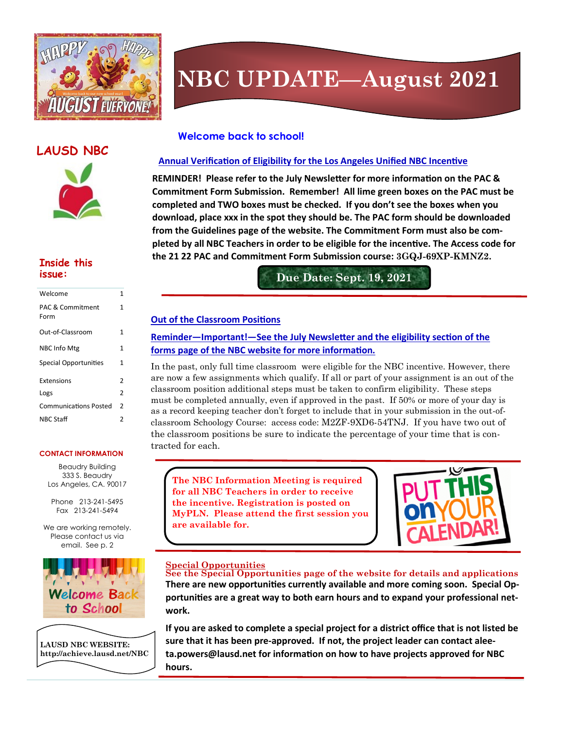# NBC UPDATE—August 2021

## LAUSD NBC

### Inside this issue:

| | |
|---|---|
| Welcome | 1 |
| PAC & Commitment Form | 1 |
| Out-of-Classroom | 1 |
| NBC Info Mtg | 1 |
| Special Opportunities | 1 |
| Extensions | 2 |
| Logs | 2 |
| Communications Posted | 2 |
| NBC Staff | 2 |

**CONTACT INFORMATION**

Beaudry Building
333 S. Beaudry
Los Angeles, CA. 90017

Phone 213-241-5495
Fax 213-241-5494

We are working remotely. Please contact us via email. See p. 2

**LAUSD NBC WEBSITE:**
**http://achieve.lausd.net/NBC**

## Welcome back to school!

### Annual Verification of Eligibility for the Los Angeles Unified NBC Incentive

**REMINDER! Please refer to the July Newsletter for more information on the PAC & Commitment Form Submission. Remember! All lime green boxes on the PAC must be completed and TWO boxes must be checked. If you don't see the boxes when you download, place xxx in the spot they should be. The PAC form should be downloaded from the Guidelines page of the website. The Commitment Form must also be completed by all NBC Teachers in order to be eligible for the incentive. The Access code for the 21 22 PAC and Commitment Form Submission course: 3GQJ-69XP-KMNZ2.**

**Due Date: Sept. 19, 2021**

### Out of the Classroom Positions

**Reminder—Important!—See the July Newsletter and the eligibility section of the forms page of the NBC website for more information.**

In the past, only full time classroom were eligible for the NBC incentive. However, there are now a few assignments which qualify. If all or part of your assignment is an out of the classroom position additional steps must be taken to confirm eligibility. These steps must be completed annually, even if approved in the past. If 50% or more of your day is as a record keeping teacher don't forget to include that in your submission in the out-of-classroom Schoology Course: access code: M2ZF-9XD6-54TNJ. If you have two out of the classroom positions be sure to indicate the percentage of your time that is contracted for each.

**The NBC Information Meeting is required for all NBC Teachers in order to receive the incentive. Registration is posted on MyPLN. Please attend the first session you are available for.**

### Special Opportunities

**See the Special Opportunities page of the website for details and applications**

**There are new opportunities currently available and more coming soon. Special Opportunities are a great way to both earn hours and to expand your professional network.**

**If you are asked to complete a special project for a district office that is not listed be sure that it has been pre-approved. If not, the project leader can contact aleeta.powers@lausd.net for information on how to have projects approved for NBC hours.**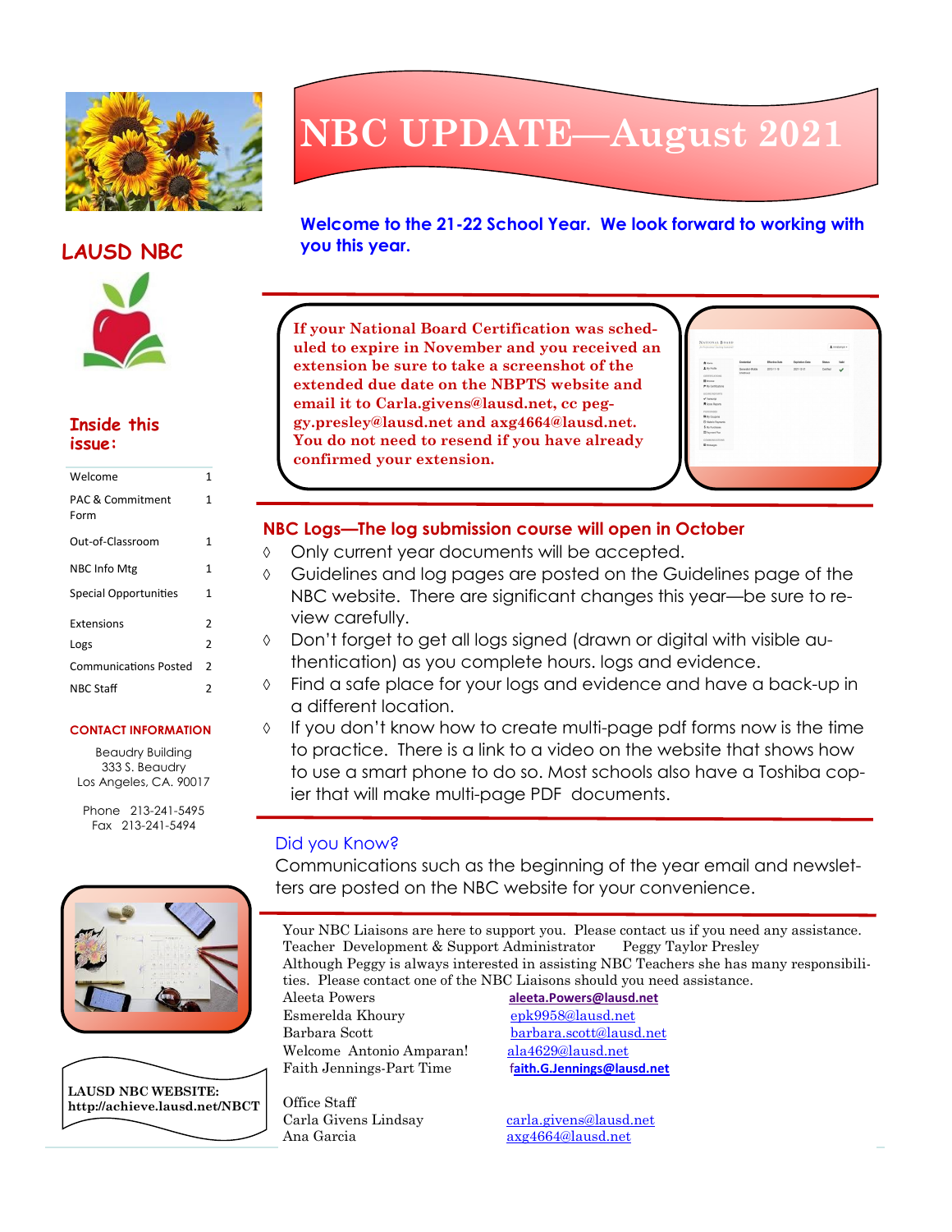# NBC UPDATE—August 2021

## LAUSD NBC

**Inside this issue:**

| | |
|---|---|
| Welcome | 1 |
| PAC & Commitment Form | 1 |
| Out-of-Classroom | 1 |
| NBC Info Mtg | 1 |
| Special Opportunities | 1 |
| Extensions | 2 |
| Logs | 2 |
| Communications Posted | 2 |
| NBC Staff | 2 |

**CONTACT INFORMATION**

Beaudry Building
333 S. Beaudry
Los Angeles, CA. 90017

Phone 213-241-5495
Fax 213-241-5494

**LAUSD NBC WEBSITE:**
**http://achieve.lausd.net/NBCT**

**Welcome to the 21-22 School Year. We look forward to working with you this year.**

**If your National Board Certification was scheduled to expire in November and you received an extension be sure to take a screenshot of the extended due date on the NBPTS website and email it to Carla.givens@lausd.net, cc peggy.presley@lausd.net and axg4664@lausd.net. You do not need to resend if you have already confirmed your extension.**

## NBC Logs—The log submission course will open in October

- Only current year documents will be accepted.
- Guidelines and log pages are posted on the Guidelines page of the NBC website. There are significant changes this year—be sure to review carefully.
- Don't forget to get all logs signed (drawn or digital with visible authentication) as you complete hours. logs and evidence.
- Find a safe place for your logs and evidence and have a back-up in a different location.
- If you don't know how to create multi-page pdf forms now is the time to practice. There is a link to a video on the website that shows how to use a smart phone to do so. Most schools also have a Toshiba copier that will make multi-page PDF documents.

### Did you Know?

Communications such as the beginning of the year email and newsletters are posted on the NBC website for your convenience.

Your NBC Liaisons are here to support you. Please contact us if you need any assistance.
Teacher Development & Support Administrator Peggy Taylor Presley
Although Peggy is always interested in assisting NBC Teachers she has many responsibilities. Please contact one of the NBC Liaisons should you need assistance.

| | |
|---|---|
| Aleeta Powers | **aleeta.Powers@lausd.net** |
| Esmerelda Khoury | epk9958@lausd.net |
| Barbara Scott | barbara.scott@lausd.net |
| Welcome Antonio Amparan! | ala4629@lausd.net |
| Faith Jennings-Part Time | **faith.G.Jennings@lausd.net** |

Office Staff

| | |
|---|---|
| Carla Givens Lindsay | carla.givens@lausd.net |
| Ana Garcia | axg4664@lausd.net |